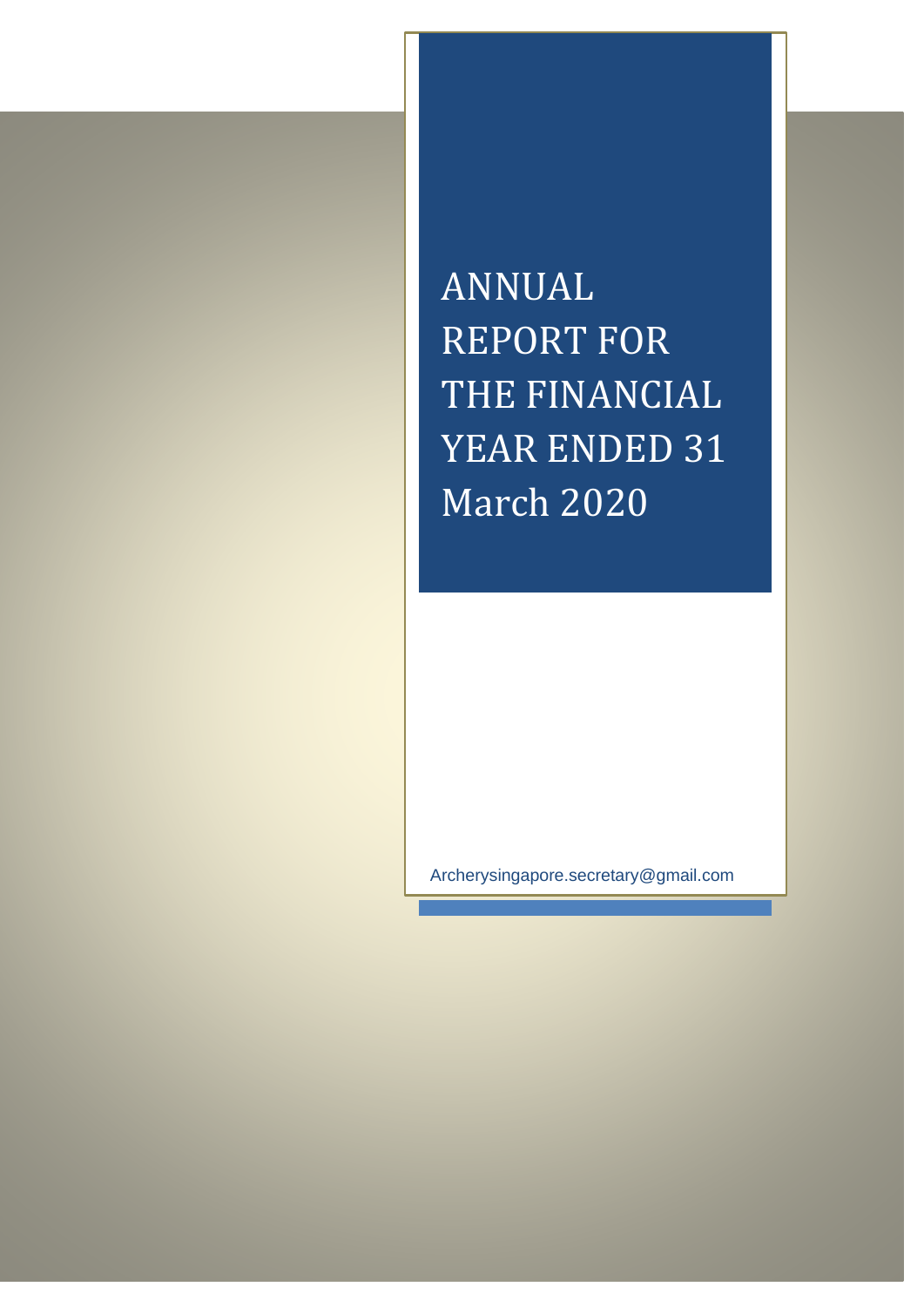# ANNUAL REPORT FOR THE FINANCIAL YEAR ENDED 31 March 2020

Archerysingapore.secretary@gmail.com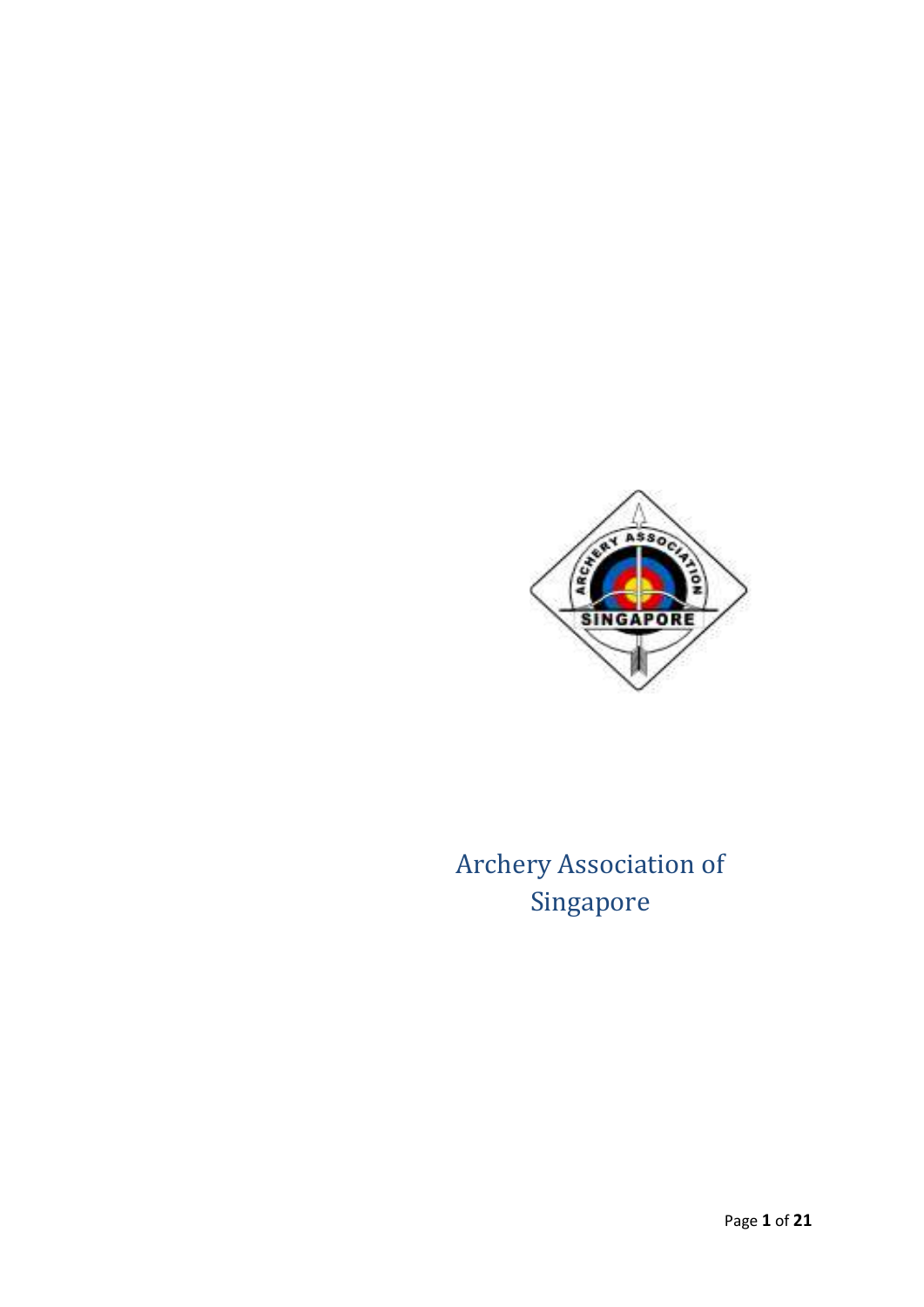Archery Association of Singapore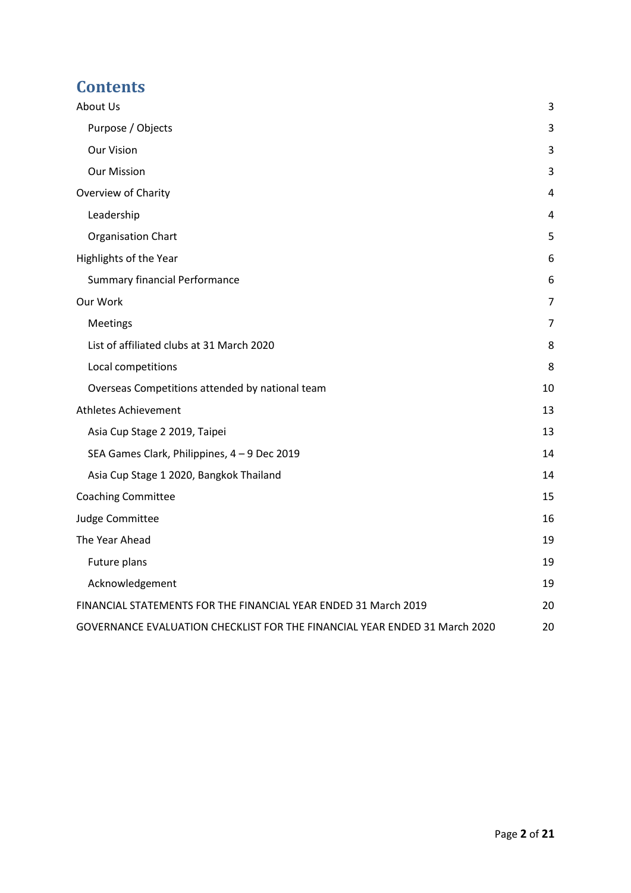# Contents

| | |
|---|---|
| About Us | 3 |
| Purpose / Objects | 3 |
| Our Vision | 3 |
| Our Mission | 3 |
| Overview of Charity | 4 |
| Leadership | 4 |
| Organisation Chart | 5 |
| Highlights of the Year | 6 |
| Summary financial Performance | 6 |
| Our Work | 7 |
| Meetings | 7 |
| List of affiliated clubs at 31 March 2020 | 8 |
| Local competitions | 8 |
| Overseas Competitions attended by national team | 10 |
| Athletes Achievement | 13 |
| Asia Cup Stage 2 2019, Taipei | 13 |
| SEA Games Clark, Philippines, 4 – 9 Dec 2019 | 14 |
| Asia Cup Stage 1 2020, Bangkok Thailand | 14 |
| Coaching Committee | 15 |
| Judge Committee | 16 |
| The Year Ahead | 19 |
| Future plans | 19 |
| Acknowledgement | 19 |
| FINANCIAL STATEMENTS FOR THE FINANCIAL YEAR ENDED 31 March 2019 | 20 |
| GOVERNANCE EVALUATION CHECKLIST FOR THE FINANCIAL YEAR ENDED 31 March 2020 | 20 |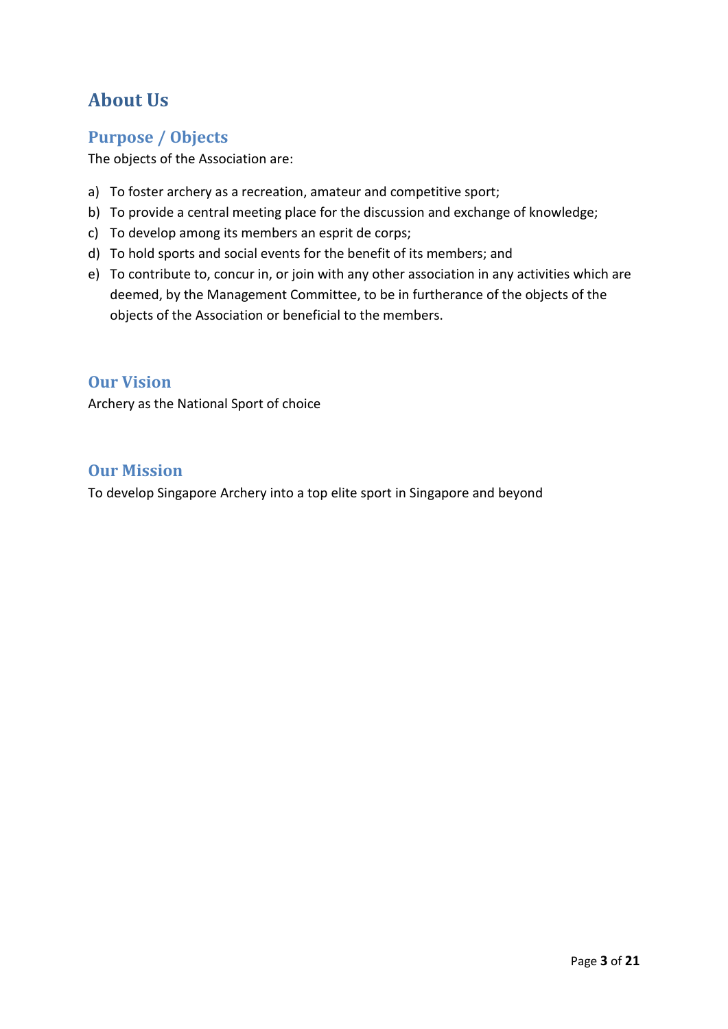# About Us

## Purpose / Objects

The objects of the Association are:

a) To foster archery as a recreation, amateur and competitive sport;
b) To provide a central meeting place for the discussion and exchange of knowledge;
c) To develop among its members an esprit de corps;
d) To hold sports and social events for the benefit of its members; and
e) To contribute to, concur in, or join with any other association in any activities which are deemed, by the Management Committee, to be in furtherance of the objects of the objects of the Association or beneficial to the members.

## Our Vision

Archery as the National Sport of choice

## Our Mission

To develop Singapore Archery into a top elite sport in Singapore and beyond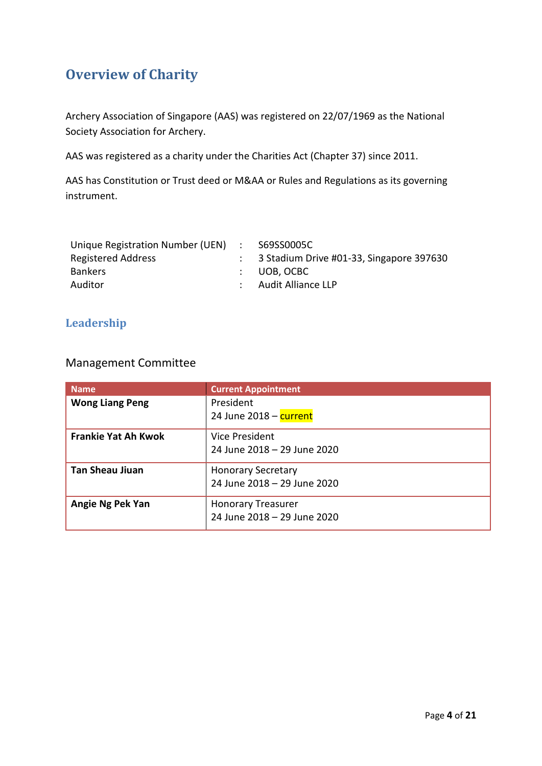# Overview of Charity

Archery Association of Singapore (AAS) was registered on 22/07/1969 as the National Society Association for Archery.

AAS was registered as a charity under the Charities Act (Chapter 37) since 2011.

AAS has Constitution or Trust deed or M&AA or Rules and Regulations as its governing instrument.

| | | |
|---|---|---|
| Unique Registration Number (UEN) | : | S69SS0005C |
| Registered Address | : | 3 Stadium Drive #01-33, Singapore 397630 |
| Bankers | : | UOB, OCBC |
| Auditor | : | Audit Alliance LLP |

## Leadership

### Management Committee

| Name | Current Appointment |
|---|---|
| **Wong Liang Peng** | President<br>24 June 2018 – current |
| **Frankie Yat Ah Kwok** | Vice President<br>24 June 2018 – 29 June 2020 |
| **Tan Sheau Jiuan** | Honorary Secretary<br>24 June 2018 – 29 June 2020 |
| **Angie Ng Pek Yan** | Honorary Treasurer<br>24 June 2018 – 29 June 2020 |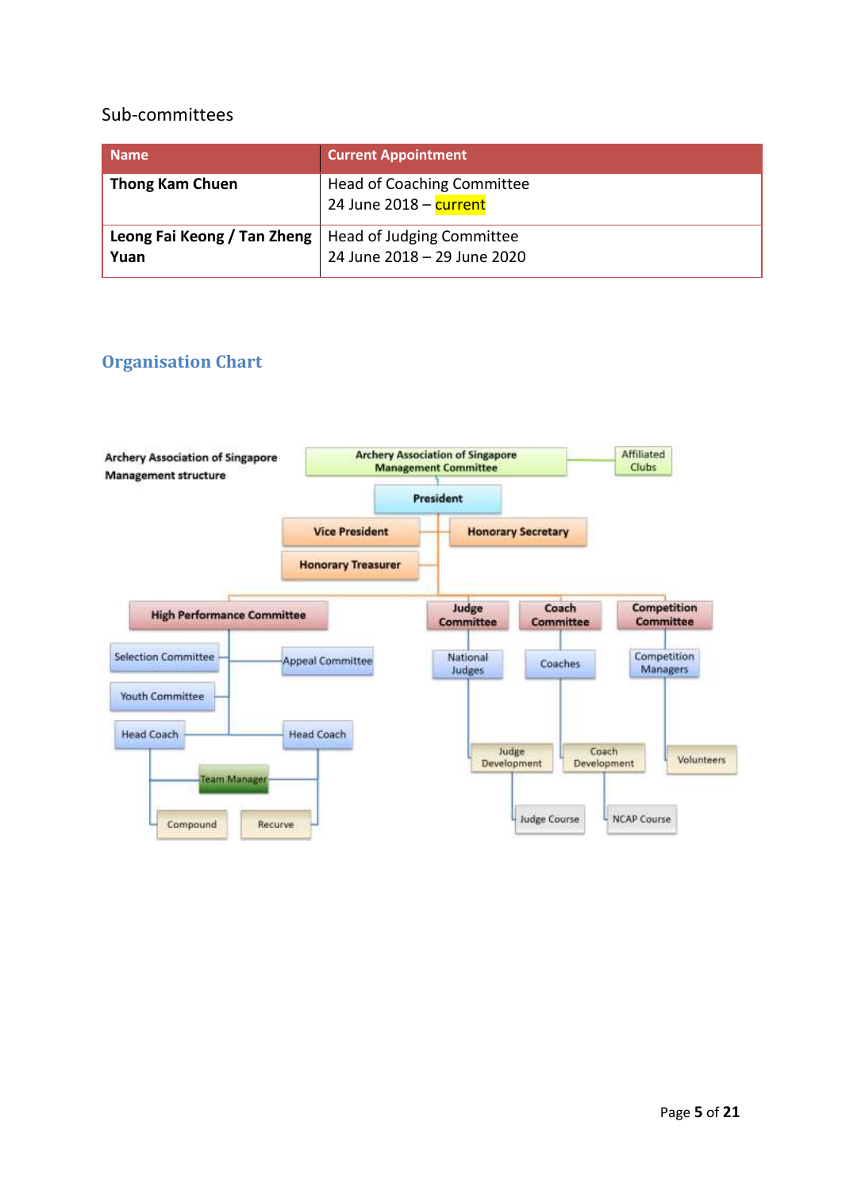Sub-committees

| Name | Current Appointment |
| --- | --- |
| **Thong Kam Chuen** | Head of Coaching Committee<br>24 June 2018 – current |
| **Leong Fai Keong / Tan Zheng Yuan** | Head of Judging Committee<br>24 June 2018 – 29 June 2020 |

## Organisation Chart

**Archery Association of Singapore Management structure**

- **Archery Association of Singapore Management Committee** — Affiliated Clubs
  - **President**
    - **Vice President**
    - **Honorary Secretary**
    - **Honorary Treasurer**
    - **High Performance Committee**
      - Selection Committee
      - Appeal Committee
      - Youth Committee
      - Head Coach
      - Head Coach
        - Team Manager
          - Compound
          - Recurve
    - **Judge Committee**
      - National Judges
        - Judge Development
          - Judge Course
    - **Coach Committee**
      - Coaches
        - Coach Development
          - NCAP Course
    - **Competition Committee**
      - Competition Managers
        - Volunteers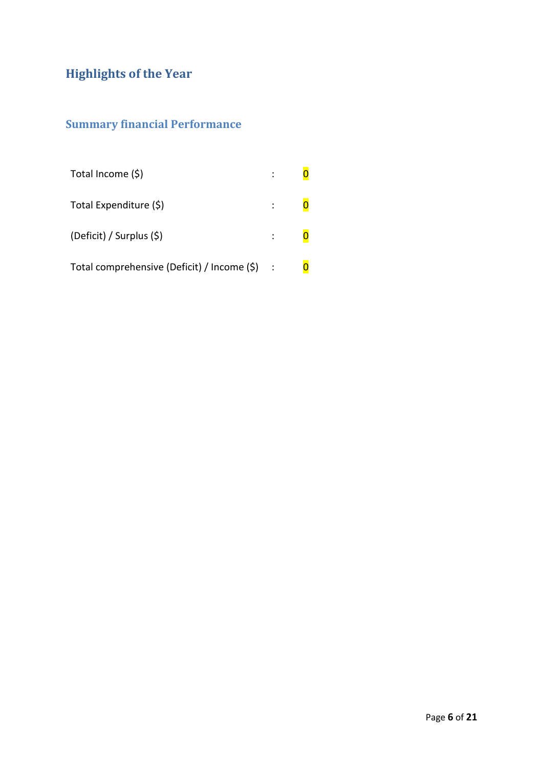## Highlights of the Year

### Summary financial Performance

| | | |
|---|---|---|
| Total Income ($) | : | 0 |
| Total Expenditure ($) | : | 0 |
| (Deficit) / Surplus ($) | : | 0 |
| Total comprehensive (Deficit) / Income ($) | : | 0 |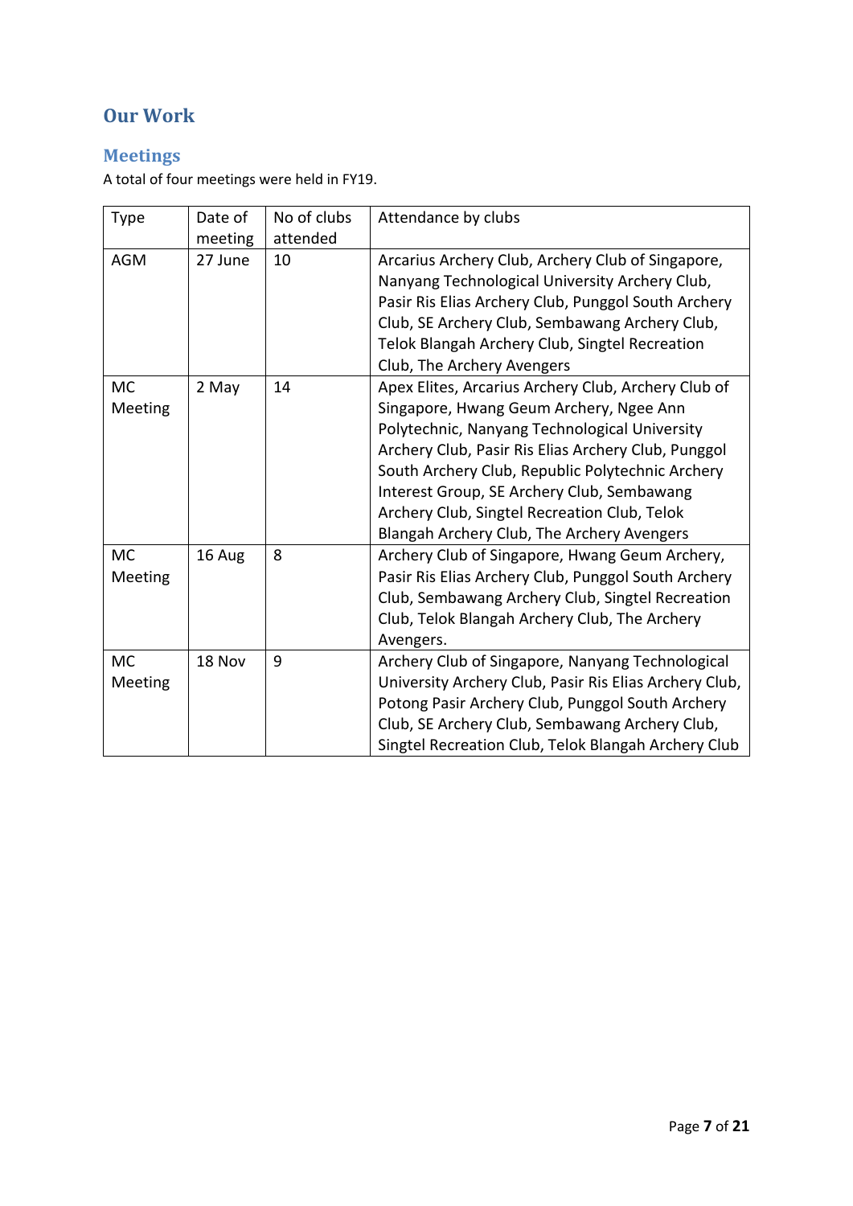## Our Work

### Meetings

A total of four meetings were held in FY19.

| Type | Date of meeting | No of clubs attended | Attendance by clubs |
|---|---|---|---|
| AGM | 27 June | 10 | Arcarius Archery Club, Archery Club of Singapore, Nanyang Technological University Archery Club, Pasir Ris Elias Archery Club, Punggol South Archery Club, SE Archery Club, Sembawang Archery Club, Telok Blangah Archery Club, Singtel Recreation Club, The Archery Avengers |
| MC Meeting | 2 May | 14 | Apex Elites, Arcarius Archery Club, Archery Club of Singapore, Hwang Geum Archery, Ngee Ann Polytechnic, Nanyang Technological University Archery Club, Pasir Ris Elias Archery Club, Punggol South Archery Club, Republic Polytechnic Archery Interest Group, SE Archery Club, Sembawang Archery Club, Singtel Recreation Club, Telok Blangah Archery Club, The Archery Avengers |
| MC Meeting | 16 Aug | 8 | Archery Club of Singapore, Hwang Geum Archery, Pasir Ris Elias Archery Club, Punggol South Archery Club, Sembawang Archery Club, Singtel Recreation Club, Telok Blangah Archery Club, The Archery Avengers. |
| MC Meeting | 18 Nov | 9 | Archery Club of Singapore, Nanyang Technological University Archery Club, Pasir Ris Elias Archery Club, Potong Pasir Archery Club, Punggol South Archery Club, SE Archery Club, Sembawang Archery Club, Singtel Recreation Club, Telok Blangah Archery Club |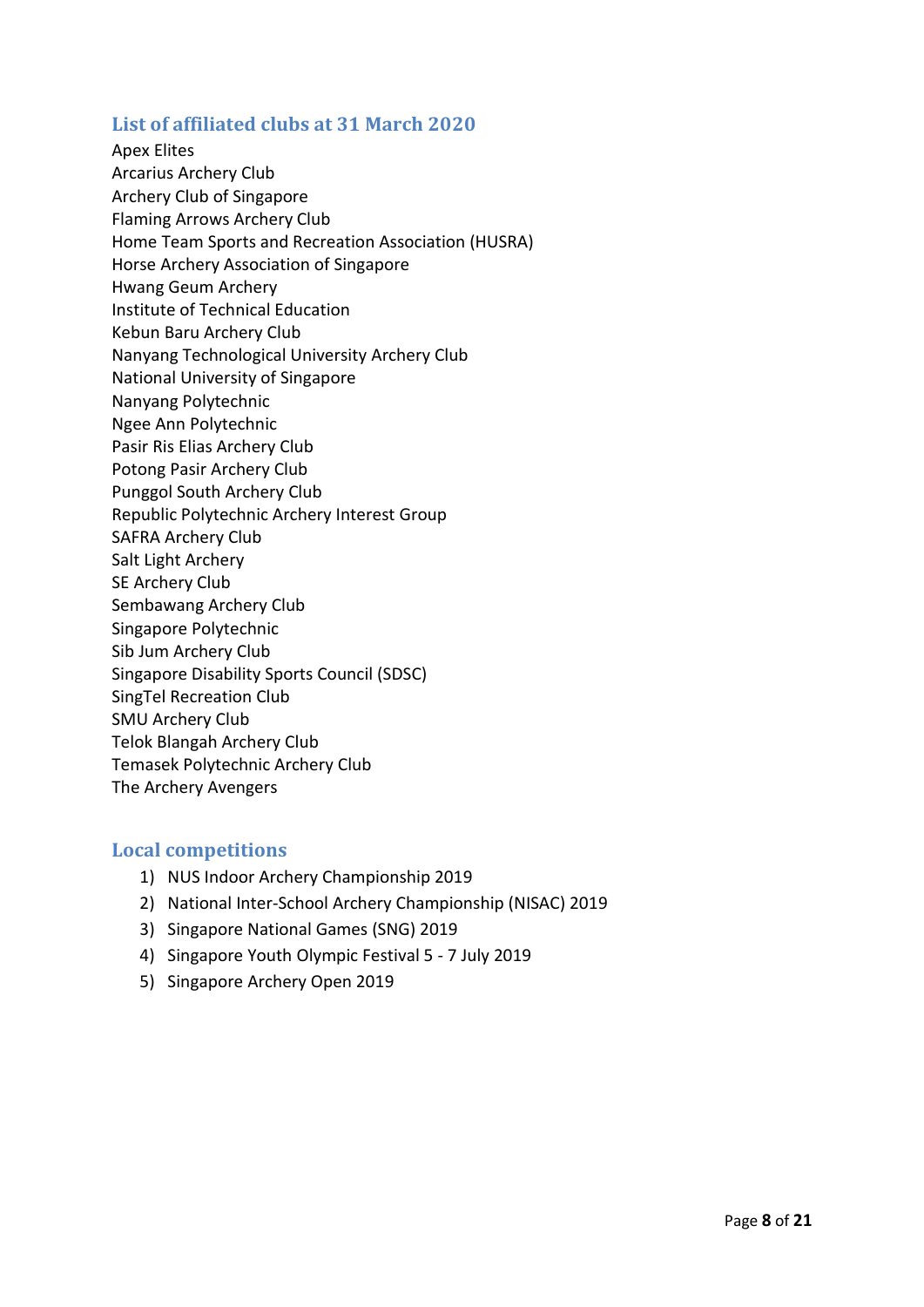## List of affiliated clubs at 31 March 2020

Apex Elites
Arcarius Archery Club
Archery Club of Singapore
Flaming Arrows Archery Club
Home Team Sports and Recreation Association (HUSRA)
Horse Archery Association of Singapore
Hwang Geum Archery
Institute of Technical Education
Kebun Baru Archery Club
Nanyang Technological University Archery Club
National University of Singapore
Nanyang Polytechnic
Ngee Ann Polytechnic
Pasir Ris Elias Archery Club
Potong Pasir Archery Club
Punggol South Archery Club
Republic Polytechnic Archery Interest Group
SAFRA Archery Club
Salt Light Archery
SE Archery Club
Sembawang Archery Club
Singapore Polytechnic
Sib Jum Archery Club
Singapore Disability Sports Council (SDSC)
SingTel Recreation Club
SMU Archery Club
Telok Blangah Archery Club
Temasek Polytechnic Archery Club
The Archery Avengers

## Local competitions

1) NUS Indoor Archery Championship 2019
2) National Inter-School Archery Championship (NISAC) 2019
3) Singapore National Games (SNG) 2019
4) Singapore Youth Olympic Festival 5 - 7 July 2019
5) Singapore Archery Open 2019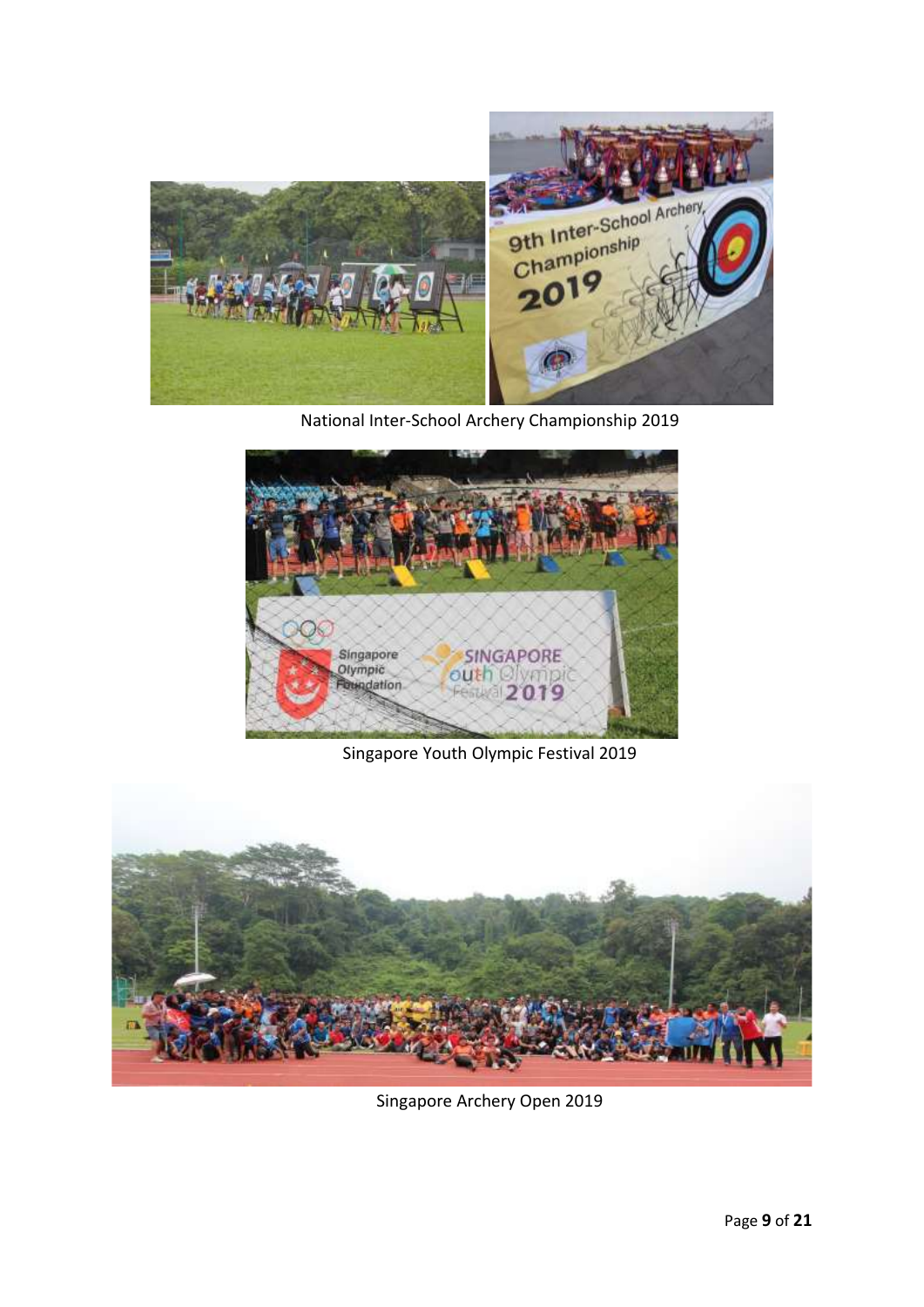National Inter-School Archery Championship 2019

Singapore Youth Olympic Festival 2019

Singapore Archery Open 2019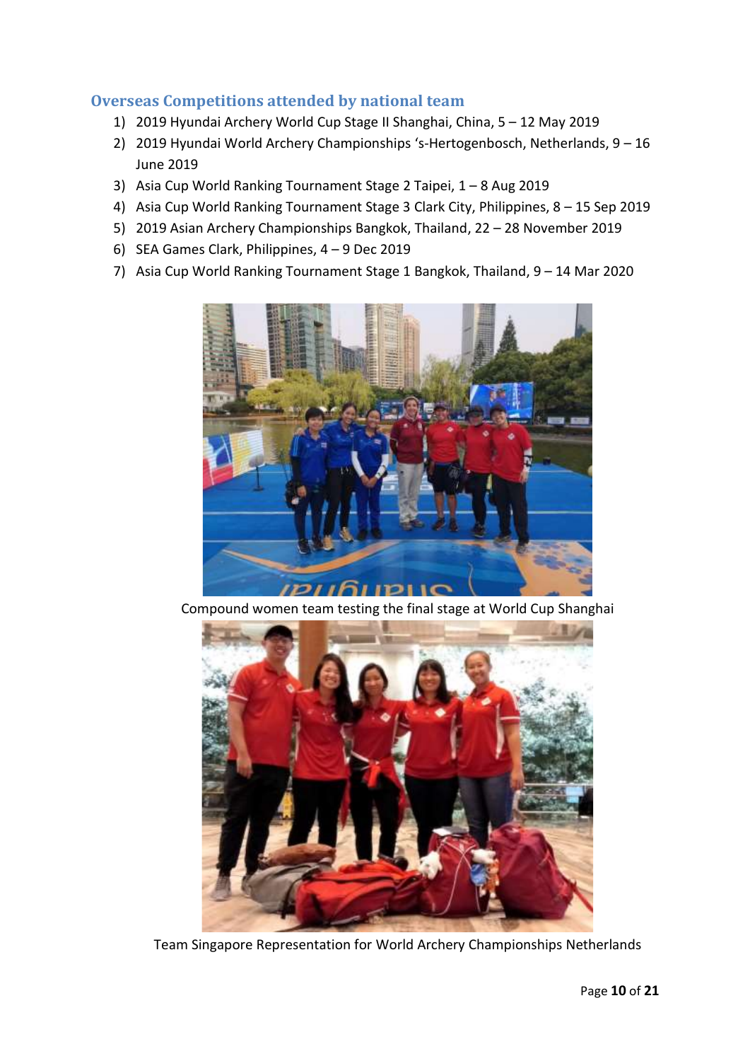## Overseas Competitions attended by national team

1) 2019 Hyundai Archery World Cup Stage II Shanghai, China, 5 – 12 May 2019
2) 2019 Hyundai World Archery Championships 's-Hertogenbosch, Netherlands, 9 – 16 June 2019
3) Asia Cup World Ranking Tournament Stage 2 Taipei, 1 – 8 Aug 2019
4) Asia Cup World Ranking Tournament Stage 3 Clark City, Philippines, 8 – 15 Sep 2019
5) 2019 Asian Archery Championships Bangkok, Thailand, 22 – 28 November 2019
6) SEA Games Clark, Philippines, 4 – 9 Dec 2019
7) Asia Cup World Ranking Tournament Stage 1 Bangkok, Thailand, 9 – 14 Mar 2020

Compound women team testing the final stage at World Cup Shanghai

Team Singapore Representation for World Archery Championships Netherlands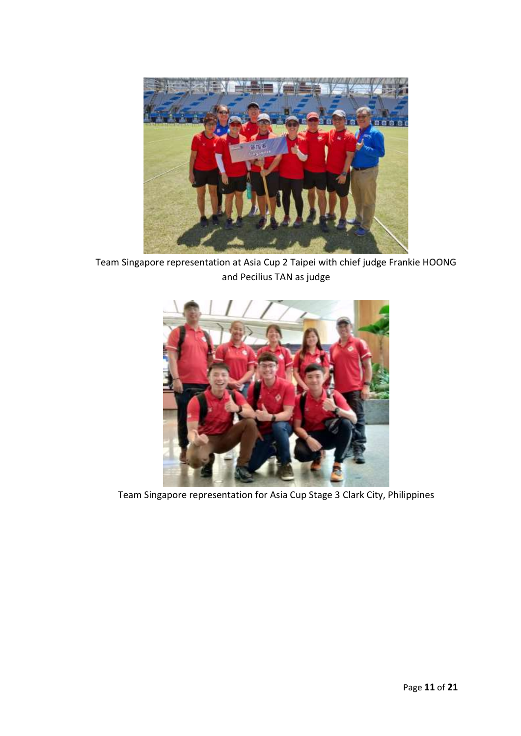Team Singapore representation at Asia Cup 2 Taipei with chief judge Frankie HOONG and Pecilius TAN as judge

Team Singapore representation for Asia Cup Stage 3 Clark City, Philippines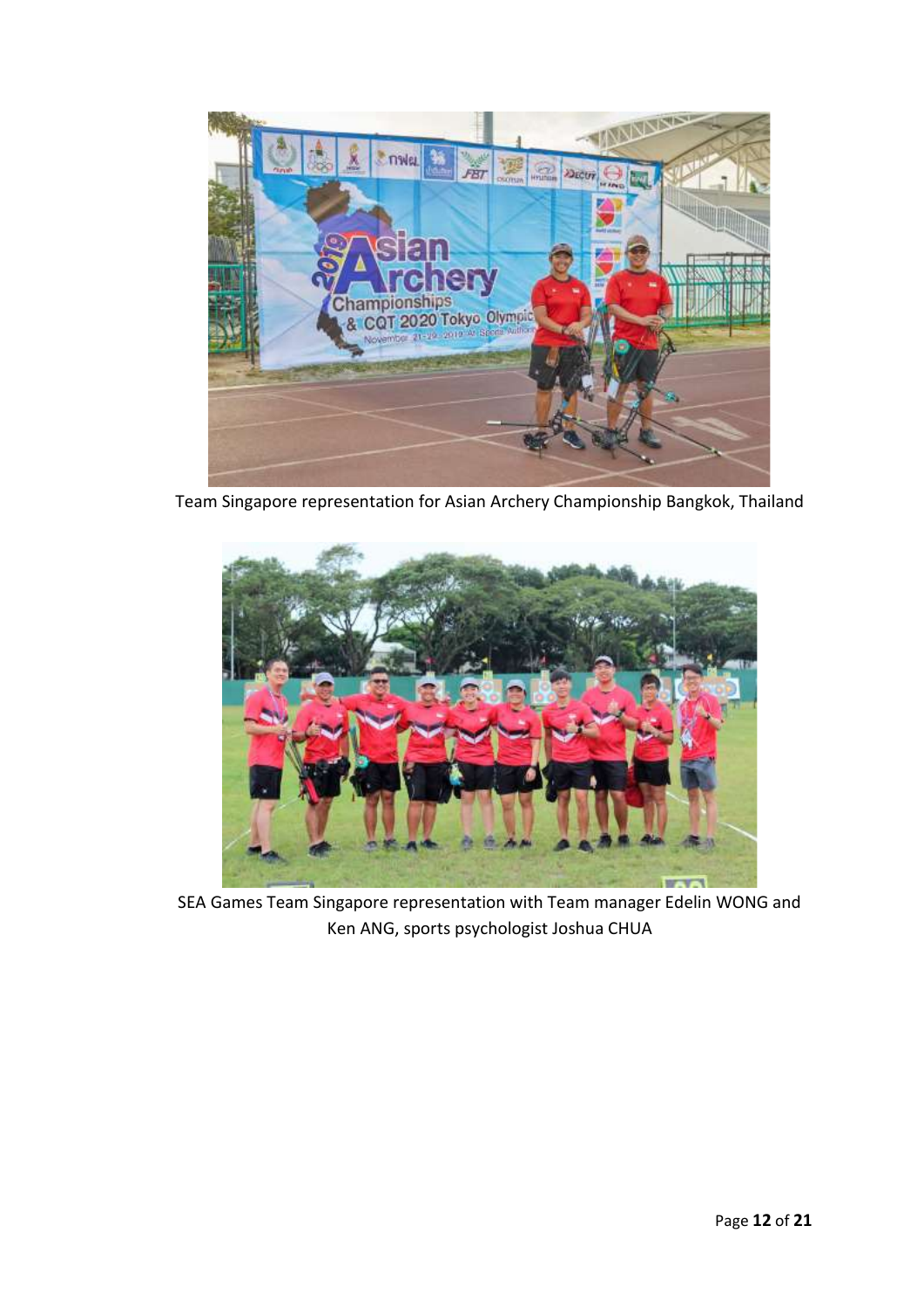Team Singapore representation for Asian Archery Championship Bangkok, Thailand

SEA Games Team Singapore representation with Team manager Edelin WONG and Ken ANG, sports psychologist Joshua CHUA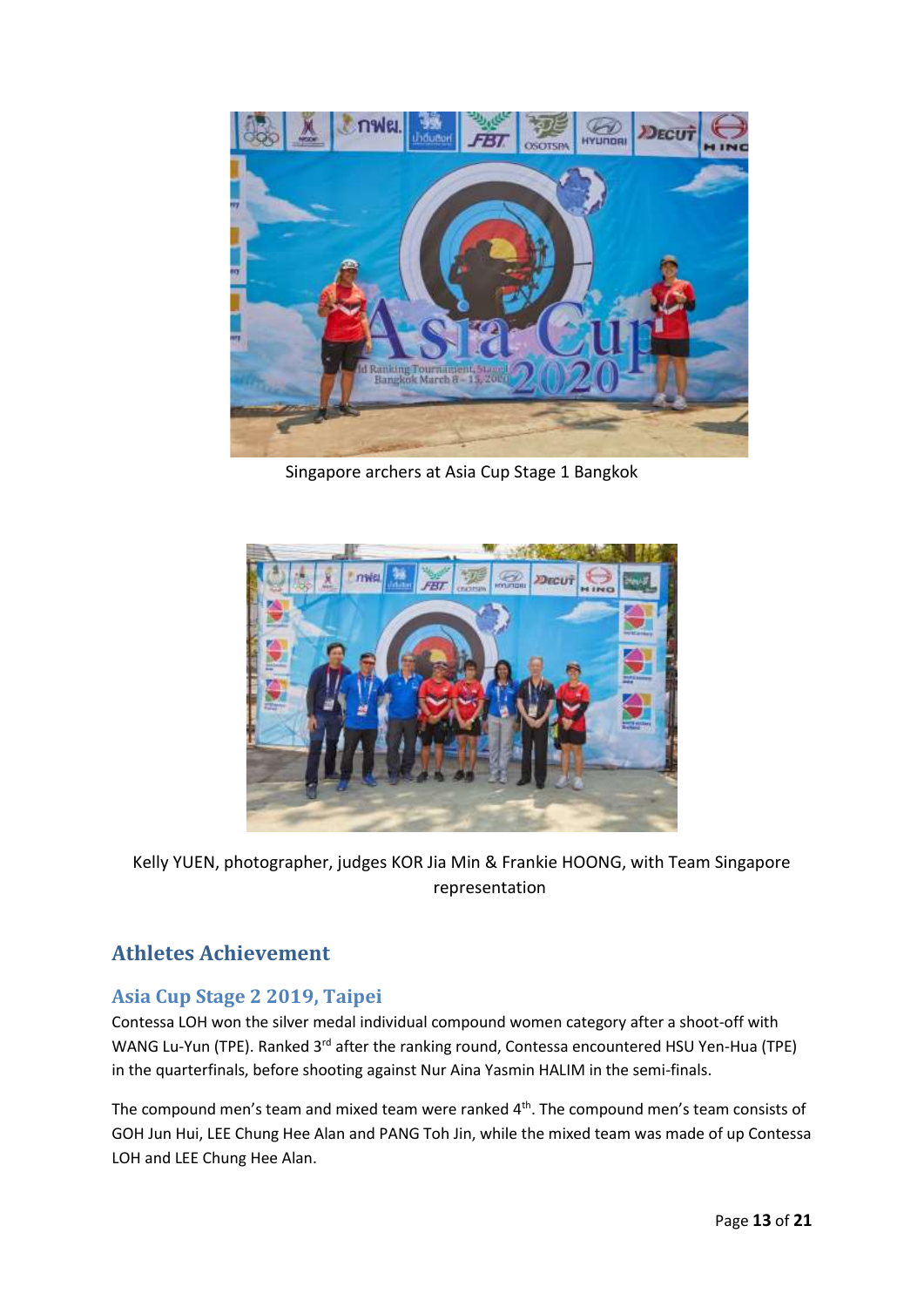Singapore archers at Asia Cup Stage 1 Bangkok

Kelly YUEN, photographer, judges KOR Jia Min & Frankie HOONG, with Team Singapore representation

## Athletes Achievement

### Asia Cup Stage 2 2019, Taipei

Contessa LOH won the silver medal individual compound women category after a shoot-off with WANG Lu-Yun (TPE). Ranked 3rd after the ranking round, Contessa encountered HSU Yen-Hua (TPE) in the quarterfinals, before shooting against Nur Aina Yasmin HALIM in the semi-finals.

The compound men's team and mixed team were ranked 4th. The compound men's team consists of GOH Jun Hui, LEE Chung Hee Alan and PANG Toh Jin, while the mixed team was made of up Contessa LOH and LEE Chung Hee Alan.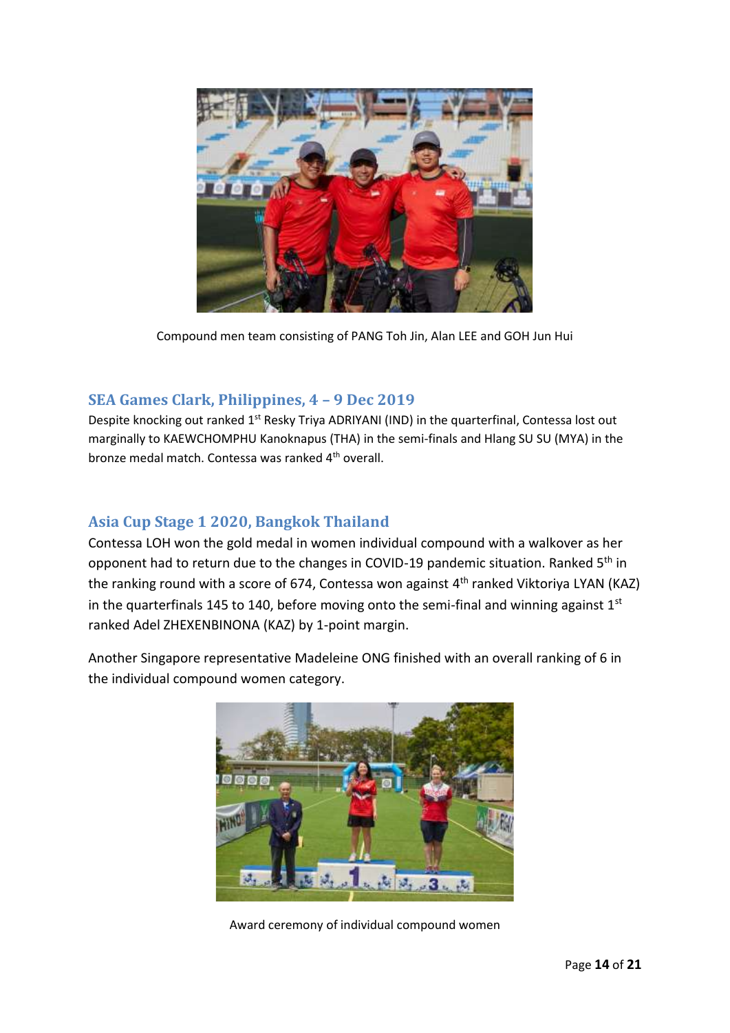Compound men team consisting of PANG Toh Jin, Alan LEE and GOH Jun Hui

## SEA Games Clark, Philippines, 4 – 9 Dec 2019

Despite knocking out ranked 1st Resky Triya ADRIYANI (IND) in the quarterfinal, Contessa lost out marginally to KAEWCHOMPHU Kanoknapus (THA) in the semi-finals and Hlang SU SU (MYA) in the bronze medal match. Contessa was ranked 4th overall.

## Asia Cup Stage 1 2020, Bangkok Thailand

Contessa LOH won the gold medal in women individual compound with a walkover as her opponent had to return due to the changes in COVID-19 pandemic situation. Ranked 5th in the ranking round with a score of 674, Contessa won against 4th ranked Viktoriya LYAN (KAZ) in the quarterfinals 145 to 140, before moving onto the semi-final and winning against 1st ranked Adel ZHEXENBINONA (KAZ) by 1-point margin.

Another Singapore representative Madeleine ONG finished with an overall ranking of 6 in the individual compound women category.

Award ceremony of individual compound women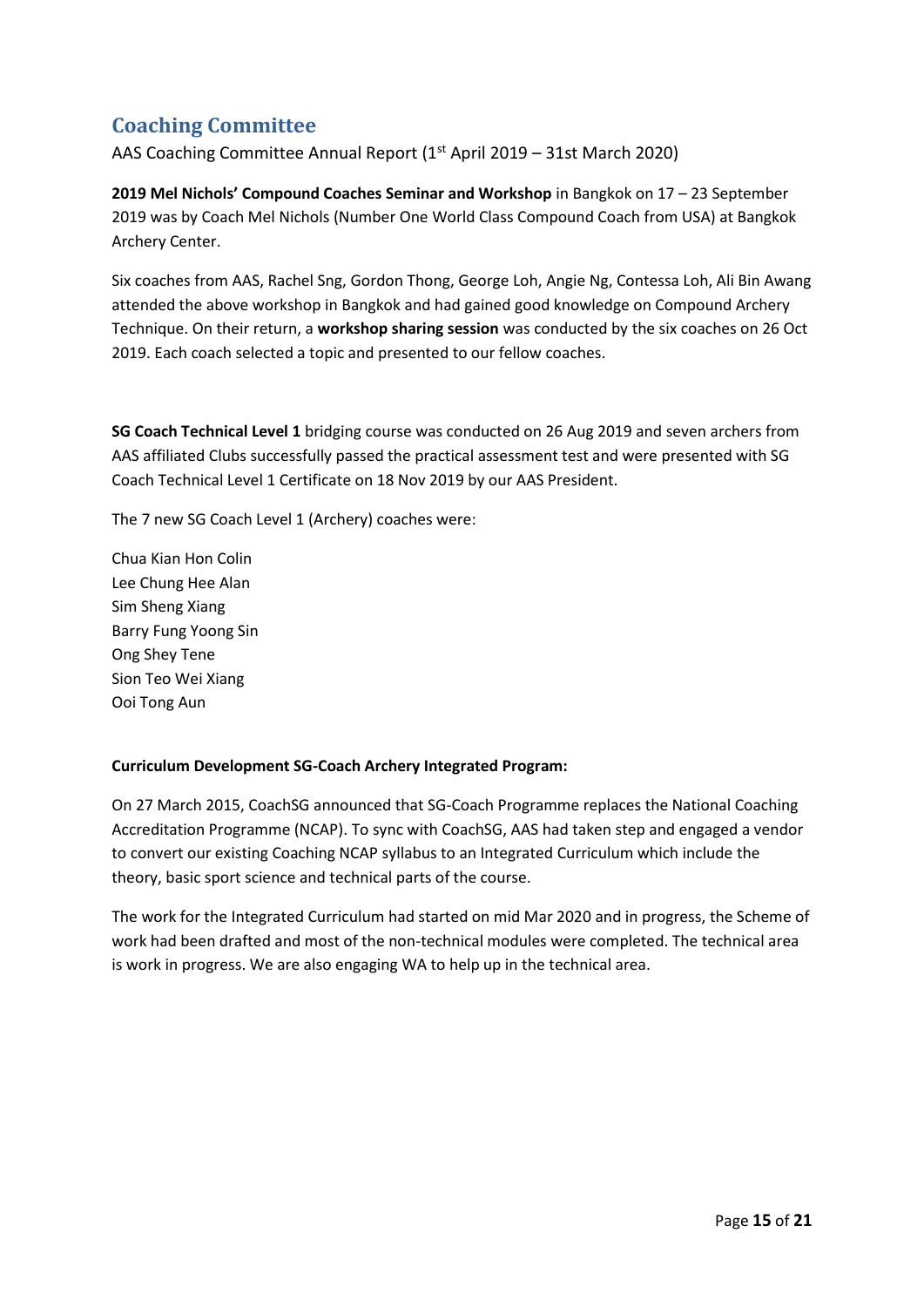## Coaching Committee

AAS Coaching Committee Annual Report (1st April 2019 – 31st March 2020)

**2019 Mel Nichols' Compound Coaches Seminar and Workshop** in Bangkok on 17 – 23 September 2019 was by Coach Mel Nichols (Number One World Class Compound Coach from USA) at Bangkok Archery Center.

Six coaches from AAS, Rachel Sng, Gordon Thong, George Loh, Angie Ng, Contessa Loh, Ali Bin Awang attended the above workshop in Bangkok and had gained good knowledge on Compound Archery Technique. On their return, a **workshop sharing session** was conducted by the six coaches on 26 Oct 2019. Each coach selected a topic and presented to our fellow coaches.

**SG Coach Technical Level 1** bridging course was conducted on 26 Aug 2019 and seven archers from AAS affiliated Clubs successfully passed the practical assessment test and were presented with SG Coach Technical Level 1 Certificate on 18 Nov 2019 by our AAS President.

The 7 new SG Coach Level 1 (Archery) coaches were:

Chua Kian Hon Colin
Lee Chung Hee Alan
Sim Sheng Xiang
Barry Fung Yoong Sin
Ong Shey Tene
Sion Teo Wei Xiang
Ooi Tong Aun

**Curriculum Development SG-Coach Archery Integrated Program:**

On 27 March 2015, CoachSG announced that SG-Coach Programme replaces the National Coaching Accreditation Programme (NCAP). To sync with CoachSG, AAS had taken step and engaged a vendor to convert our existing Coaching NCAP syllabus to an Integrated Curriculum which include the theory, basic sport science and technical parts of the course.

The work for the Integrated Curriculum had started on mid Mar 2020 and in progress, the Scheme of work had been drafted and most of the non-technical modules were completed. The technical area is work in progress. We are also engaging WA to help up in the technical area.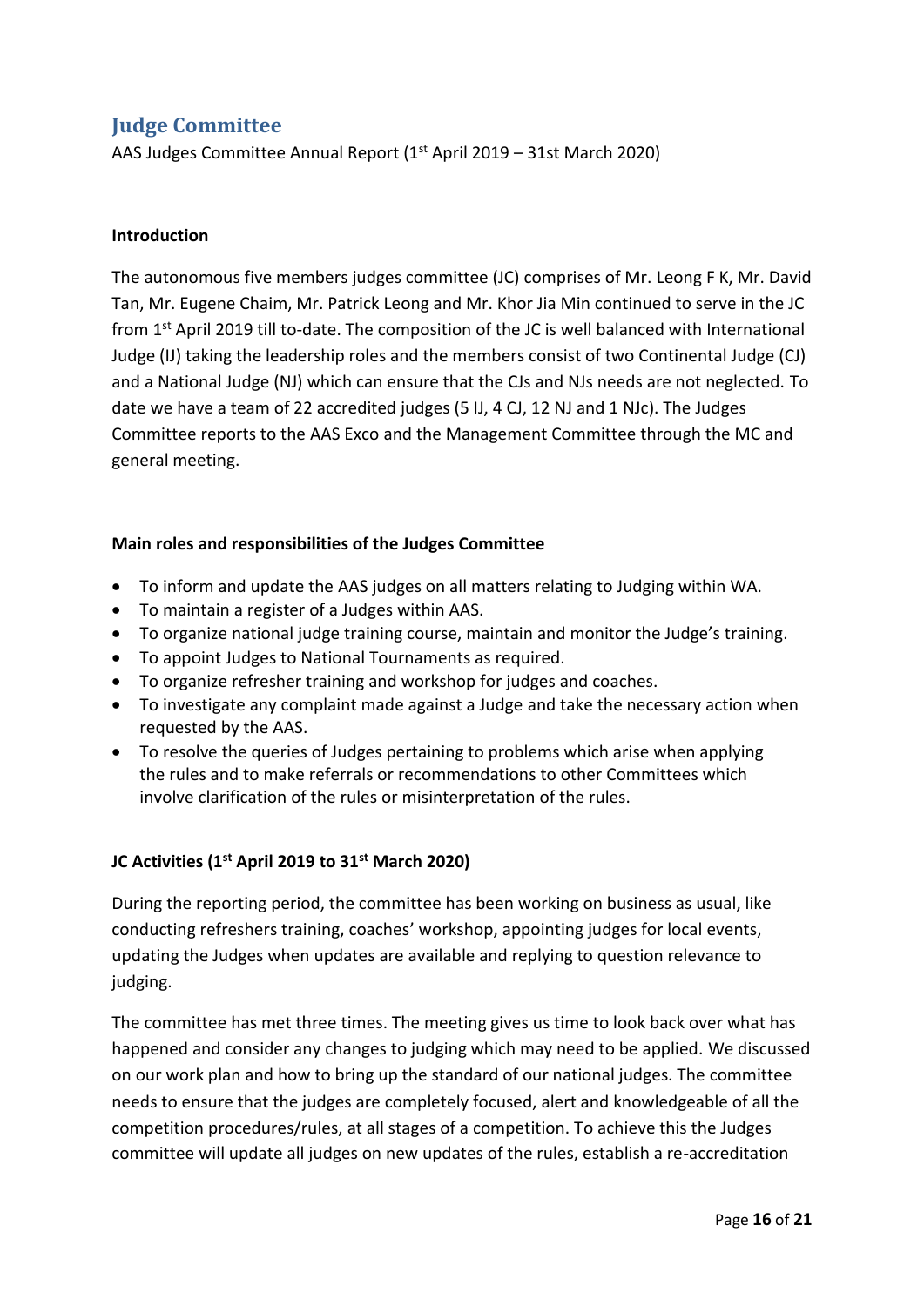## Judge Committee

AAS Judges Committee Annual Report (1st April 2019 – 31st March 2020)

**Introduction**

The autonomous five members judges committee (JC) comprises of Mr. Leong F K, Mr. David Tan, Mr. Eugene Chaim, Mr. Patrick Leong and Mr. Khor Jia Min continued to serve in the JC from 1st April 2019 till to-date. The composition of the JC is well balanced with International Judge (IJ) taking the leadership roles and the members consist of two Continental Judge (CJ) and a National Judge (NJ) which can ensure that the CJs and NJs needs are not neglected. To date we have a team of 22 accredited judges (5 IJ, 4 CJ, 12 NJ and 1 NJc). The Judges Committee reports to the AAS Exco and the Management Committee through the MC and general meeting.

**Main roles and responsibilities of the Judges Committee**

- To inform and update the AAS judges on all matters relating to Judging within WA.
- To maintain a register of a Judges within AAS.
- To organize national judge training course, maintain and monitor the Judge's training.
- To appoint Judges to National Tournaments as required.
- To organize refresher training and workshop for judges and coaches.
- To investigate any complaint made against a Judge and take the necessary action when requested by the AAS.
- To resolve the queries of Judges pertaining to problems which arise when applying the rules and to make referrals or recommendations to other Committees which involve clarification of the rules or misinterpretation of the rules.

**JC Activities (1st April 2019 to 31st March 2020)**

During the reporting period, the committee has been working on business as usual, like conducting refreshers training, coaches' workshop, appointing judges for local events, updating the Judges when updates are available and replying to question relevance to judging.

The committee has met three times. The meeting gives us time to look back over what has happened and consider any changes to judging which may need to be applied. We discussed on our work plan and how to bring up the standard of our national judges. The committee needs to ensure that the judges are completely focused, alert and knowledgeable of all the competition procedures/rules, at all stages of a competition. To achieve this the Judges committee will update all judges on new updates of the rules, establish a re-accreditation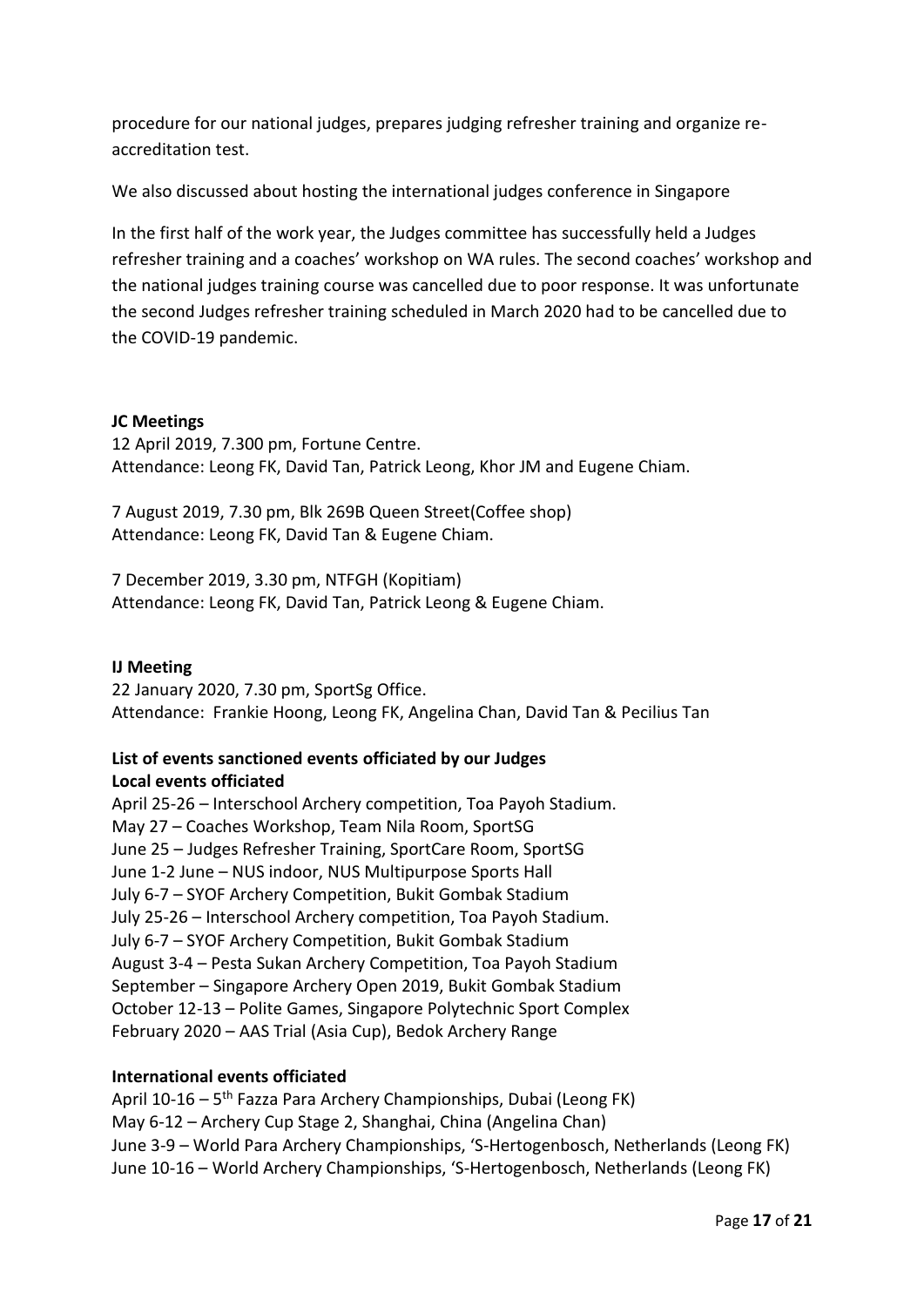procedure for our national judges, prepares judging refresher training and organize re-accreditation test.

We also discussed about hosting the international judges conference in Singapore

In the first half of the work year, the Judges committee has successfully held a Judges refresher training and a coaches' workshop on WA rules. The second coaches' workshop and the national judges training course was cancelled due to poor response. It was unfortunate the second Judges refresher training scheduled in March 2020 had to be cancelled due to the COVID-19 pandemic.

**JC Meetings**
12 April 2019, 7.300 pm, Fortune Centre.
Attendance: Leong FK, David Tan, Patrick Leong, Khor JM and Eugene Chiam.

7 August 2019, 7.30 pm, Blk 269B Queen Street(Coffee shop)
Attendance: Leong FK, David Tan & Eugene Chiam.

7 December 2019, 3.30 pm, NTFGH (Kopitiam)
Attendance: Leong FK, David Tan, Patrick Leong & Eugene Chiam.

**IJ Meeting**
22 January 2020, 7.30 pm, SportSg Office.
Attendance: Frankie Hoong, Leong FK, Angelina Chan, David Tan & Pecilius Tan

**List of events sanctioned events officiated by our Judges**
**Local events officiated**
April 25-26 – Interschool Archery competition, Toa Payoh Stadium.
May 27 – Coaches Workshop, Team Nila Room, SportSG
June 25 – Judges Refresher Training, SportCare Room, SportSG
June 1-2 June – NUS indoor, NUS Multipurpose Sports Hall
July 6-7 – SYOF Archery Competition, Bukit Gombak Stadium
July 25-26 – Interschool Archery competition, Toa Payoh Stadium.
July 6-7 – SYOF Archery Competition, Bukit Gombak Stadium
August 3-4 – Pesta Sukan Archery Competition, Toa Payoh Stadium
September – Singapore Archery Open 2019, Bukit Gombak Stadium
October 12-13 – Polite Games, Singapore Polytechnic Sport Complex
February 2020 – AAS Trial (Asia Cup), Bedok Archery Range

**International events officiated**
April 10-16 – 5th Fazza Para Archery Championships, Dubai (Leong FK)
May 6-12 – Archery Cup Stage 2, Shanghai, China (Angelina Chan)
June 3-9 – World Para Archery Championships, 'S-Hertogenbosch, Netherlands (Leong FK)
June 10-16 – World Archery Championships, 'S-Hertogenbosch, Netherlands (Leong FK)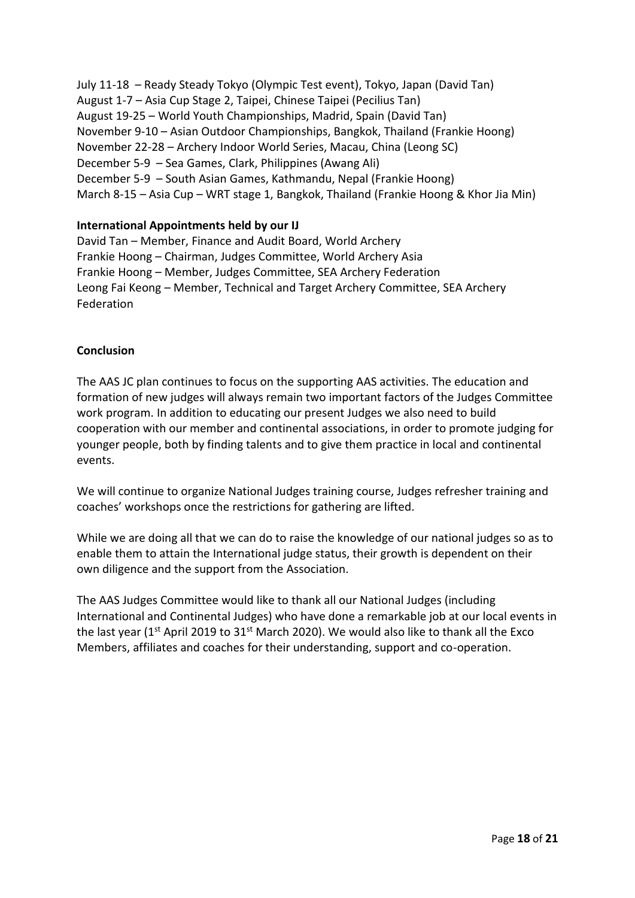July 11-18 – Ready Steady Tokyo (Olympic Test event), Tokyo, Japan (David Tan)
August 1-7 – Asia Cup Stage 2, Taipei, Chinese Taipei (Pecilius Tan)
August 19-25 – World Youth Championships, Madrid, Spain (David Tan)
November 9-10 – Asian Outdoor Championships, Bangkok, Thailand (Frankie Hoong)
November 22-28 – Archery Indoor World Series, Macau, China (Leong SC)
December 5-9 – Sea Games, Clark, Philippines (Awang Ali)
December 5-9 – South Asian Games, Kathmandu, Nepal (Frankie Hoong)
March 8-15 – Asia Cup – WRT stage 1, Bangkok, Thailand (Frankie Hoong & Khor Jia Min)

**International Appointments held by our IJ**

David Tan – Member, Finance and Audit Board, World Archery
Frankie Hoong – Chairman, Judges Committee, World Archery Asia
Frankie Hoong – Member, Judges Committee, SEA Archery Federation
Leong Fai Keong – Member, Technical and Target Archery Committee, SEA Archery Federation

**Conclusion**

The AAS JC plan continues to focus on the supporting AAS activities. The education and formation of new judges will always remain two important factors of the Judges Committee work program. In addition to educating our present Judges we also need to build cooperation with our member and continental associations, in order to promote judging for younger people, both by finding talents and to give them practice in local and continental events.

We will continue to organize National Judges training course, Judges refresher training and coaches' workshops once the restrictions for gathering are lifted.

While we are doing all that we can do to raise the knowledge of our national judges so as to enable them to attain the International judge status, their growth is dependent on their own diligence and the support from the Association.

The AAS Judges Committee would like to thank all our National Judges (including International and Continental Judges) who have done a remarkable job at our local events in the last year (1st April 2019 to 31st March 2020). We would also like to thank all the Exco Members, affiliates and coaches for their understanding, support and co-operation.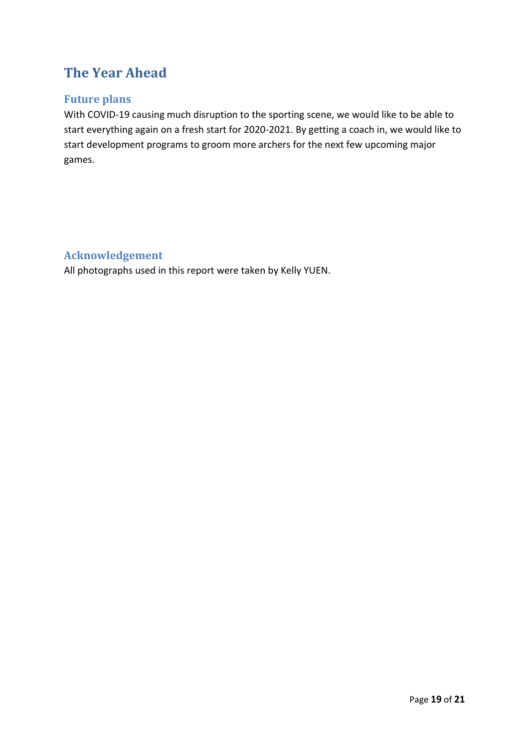# The Year Ahead

## Future plans

With COVID-19 causing much disruption to the sporting scene, we would like to be able to start everything again on a fresh start for 2020-2021. By getting a coach in, we would like to start development programs to groom more archers for the next few upcoming major games.

## Acknowledgement

All photographs used in this report were taken by Kelly YUEN.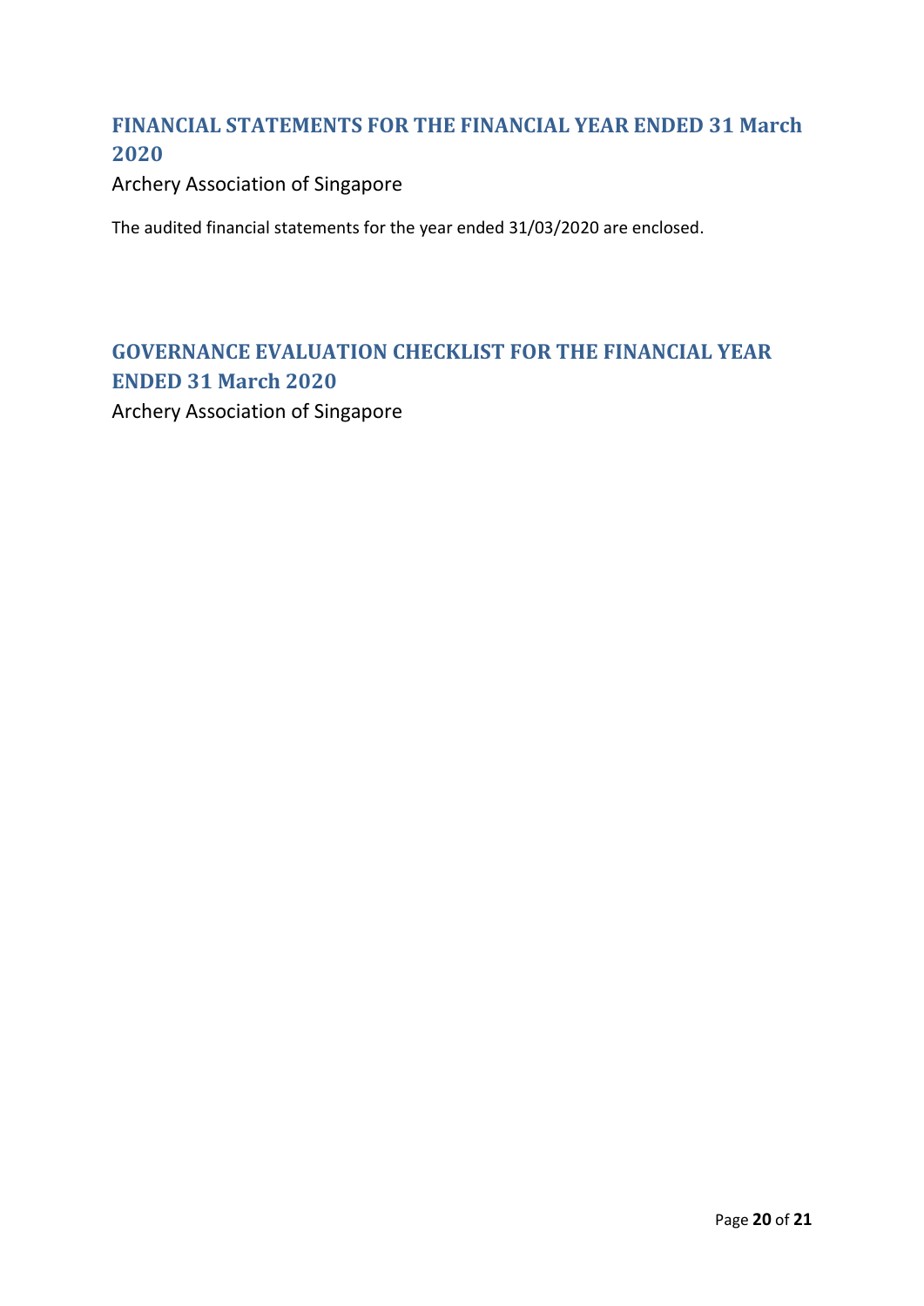## FINANCIAL STATEMENTS FOR THE FINANCIAL YEAR ENDED 31 March 2020

Archery Association of Singapore

The audited financial statements for the year ended 31/03/2020 are enclosed.

## GOVERNANCE EVALUATION CHECKLIST FOR THE FINANCIAL YEAR ENDED 31 March 2020

Archery Association of Singapore